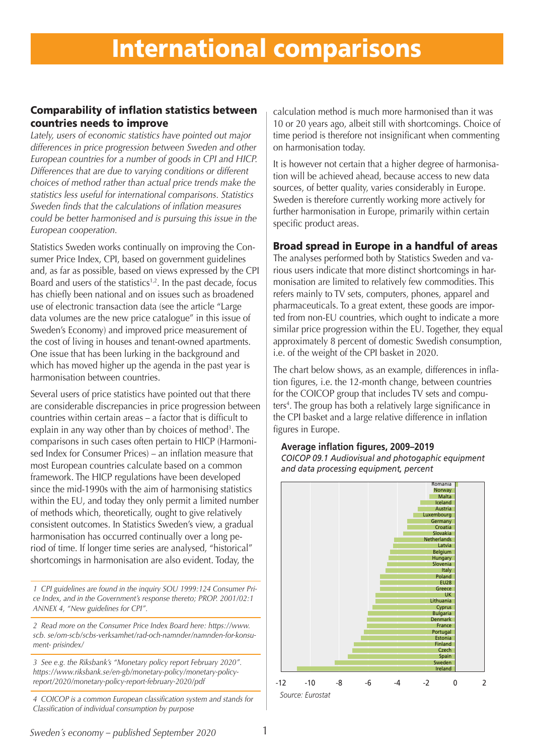# International comparisons

## Comparability of inflation statistics between countries needs to improve

*Lately, users of economic statistics have pointed out major differences in price progression between Sweden and other European countries for a number of goods in CPI and HICP. Differences that are due to varying conditions or different choices of method rather than actual price trends make the statistics less useful for international comparisons. Statistics Sweden finds that the calculations of inflation measures could be better harmonised and is pursuing this issue in the European cooperation.*

Statistics Sweden works continually on improving the Consumer Price Index, CPI, based on government guidelines and, as far as possible, based on views expressed by the CPI Board and users of the statistics[1,2]. In the past decade, focus has chiefly been national and on issues such as broadened use of electronic transaction data (see the article "Large data volumes are the new price catalogue" in this issue of Sweden's Economy) and improved price measurement of the cost of living in houses and tenant-owned apartments. One issue that has been lurking in the background and which has moved higher up the agenda in the past year is harmonisation between countries.

Several users of price statistics have pointed out that there are considerable discrepancies in price progression between countries within certain areas – a factor that is difficult to explain in any way other than by choices of method[3]. The comparisons in such cases often pertain to HICP (Harmonised Index for Consumer Prices) – an inflation measure that most European countries calculate based on a common framework. The HICP regulations have been developed since the mid-1990s with the aim of harmonising statistics within the EU, and today they only permit a limited number of methods which, theoretically, ought to give relatively consistent outcomes. In Statistics Sweden's view, a gradual harmonisation has occurred continually over a long period of time. If longer time series are analysed, "historical" shortcomings in harmonisation are also evident. Today, the calculation method is much more harmonised than it was 10 or 20 years ago, albeit still with shortcomings. Choice of time period is therefore not insignificant when commenting on harmonisation today.

It is however not certain that a higher degree of harmonisation will be achieved ahead, because access to new data sources, of better quality, varies considerably in Europe. Sweden is therefore currently working more actively for further harmonisation in Europe, primarily within certain specific product areas.

## Broad spread in Europe in a handful of areas

The analyses performed both by Statistics Sweden and various users indicate that more distinct shortcomings in harmonisation are limited to relatively few commodities. This refers mainly to TV sets, computers, phones, apparel and pharmaceuticals. To a great extent, these goods are imported from non-EU countries, which ought to indicate a more similar price progression within the EU. Together, they equal approximately 8 percent of domestic Swedish consumption, i.e. of the weight of the CPI basket in 2020.

The chart below shows, as an example, differences in inflation figures, i.e. the 12-month change, between countries for the COICOP group that includes TV sets and computers[4]. The group has both a relatively large significance in the CPI basket and a large relative difference in inflation figures in Europe.

**Average inflation figures, 2009–2019**

*COICOP 09.1 Audiovisual and photogaphic equipment and data processing equipment, percent*

Countries (from top to bottom): Romania, Norway, Malta, Iceland, Austria, Luxembourg, Germany, Croatia, Slovakia, Netherlands, Latvia, Belgium, Hungary, Slovenia, Italy, Poland, EU28, Greece, UK, Lithuania, Cyprus, Bulgaria, Denmark, France, Portugal, Estonia, Finland, Czech, Spain, Sweden, Ireland

Axis: -12, -10, -8, -6, -4, -2, 0, 2

*Source: Eurostat*

---

1 CPI guidelines are found in the inquiry SOU 1999:124 Consumer Price Index, and in the Government's response thereto; PROP. 2001/02:1 ANNEX 4, "New guidelines for CPI".

2 Read more on the Consumer Price Index Board here: https://www.scb.se/om-scb/scbs-verksamhet/rad-och-namnder/namnden-for-konsument-prisindex/

3 See e.g. the Riksbank's "Monetary policy report February 2020". https://www.riksbank.se/en-gb/monetary-policy/monetary-policy-report/2020/monetary-policy-report-february-2020/pdf

4 COICOP is a common European classification system and stands for Classification of individual consumption by purpose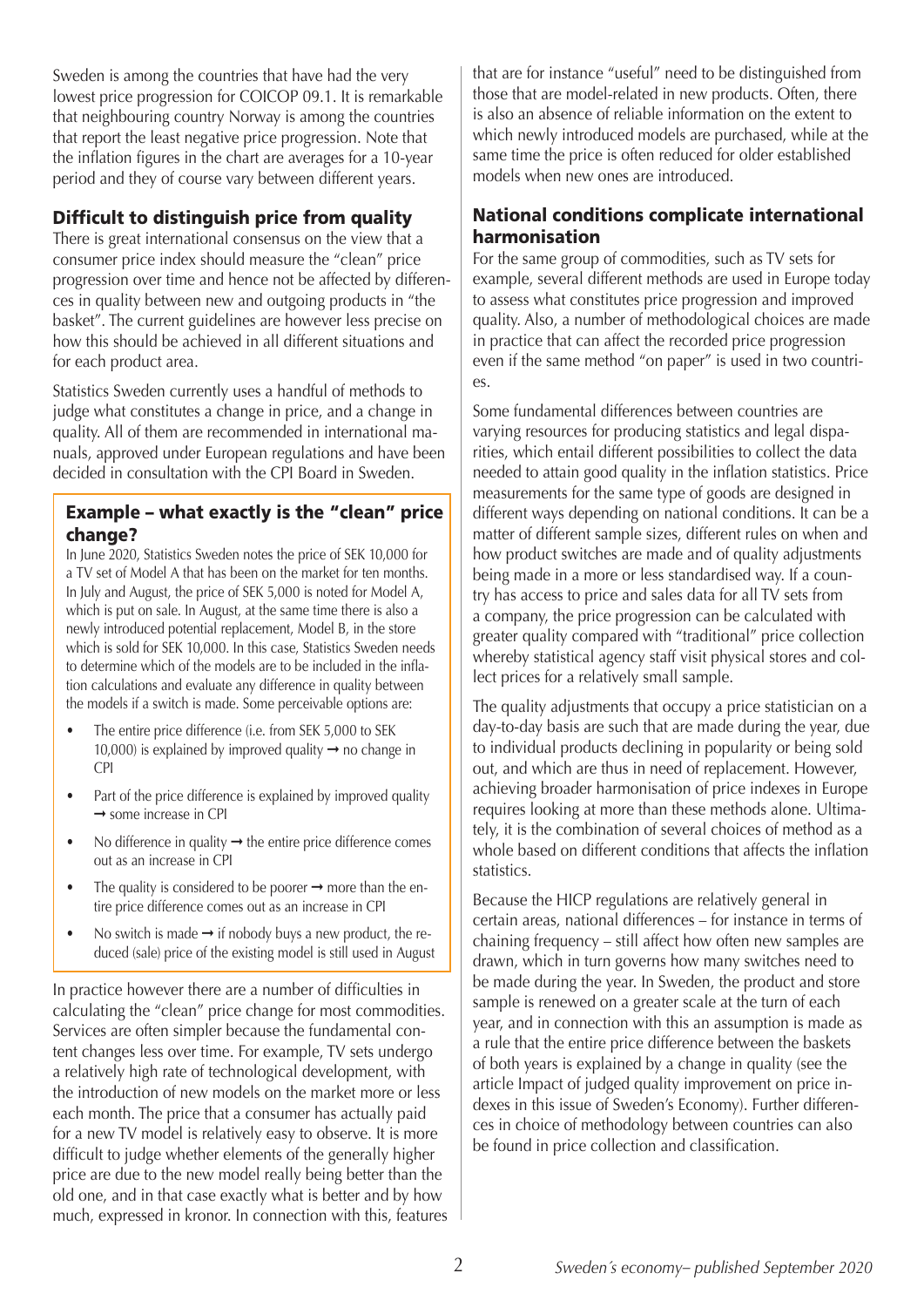Sweden is among the countries that have had the very lowest price progression for COICOP 09.1. It is remarkable that neighbouring country Norway is among the countries that report the least negative price progression. Note that the inflation figures in the chart are averages for a 10-year period and they of course vary between different years.

## Difficult to distinguish price from quality

There is great international consensus on the view that a consumer price index should measure the "clean" price progression over time and hence not be affected by differences in quality between new and outgoing products in "the basket". The current guidelines are however less precise on how this should be achieved in all different situations and for each product area.

Statistics Sweden currently uses a handful of methods to judge what constitutes a change in price, and a change in quality. All of them are recommended in international manuals, approved under European regulations and have been decided in consultation with the CPI Board in Sweden.

### Example – what exactly is the "clean" price change?

In June 2020, Statistics Sweden notes the price of SEK 10,000 for a TV set of Model A that has been on the market for ten months. In July and August, the price of SEK 5,000 is noted for Model A, which is put on sale. In August, at the same time there is also a newly introduced potential replacement, Model B, in the store which is sold for SEK 10,000. In this case, Statistics Sweden needs to determine which of the models are to be included in the inflation calculations and evaluate any difference in quality between the models if a switch is made. Some perceivable options are:

- The entire price difference (i.e. from SEK 5,000 to SEK 10,000) is explained by improved quality → no change in CPI
- Part of the price difference is explained by improved quality → some increase in CPI
- No difference in quality → the entire price difference comes out as an increase in CPI
- The quality is considered to be poorer → more than the entire price difference comes out as an increase in CPI
- No switch is made → if nobody buys a new product, the reduced (sale) price of the existing model is still used in August

In practice however there are a number of difficulties in calculating the "clean" price change for most commodities. Services are often simpler because the fundamental content changes less over time. For example, TV sets undergo a relatively high rate of technological development, with the introduction of new models on the market more or less each month. The price that a consumer has actually paid for a new TV model is relatively easy to observe. It is more difficult to judge whether elements of the generally higher price are due to the new model really being better than the old one, and in that case exactly what is better and by how much, expressed in kronor. In connection with this, features that are for instance "useful" need to be distinguished from those that are model-related in new products. Often, there is also an absence of reliable information on the extent to which newly introduced models are purchased, while at the same time the price is often reduced for older established models when new ones are introduced.

## National conditions complicate international harmonisation

For the same group of commodities, such as TV sets for example, several different methods are used in Europe today to assess what constitutes price progression and improved quality. Also, a number of methodological choices are made in practice that can affect the recorded price progression even if the same method "on paper" is used in two countries.

Some fundamental differences between countries are varying resources for producing statistics and legal disparities, which entail different possibilities to collect the data needed to attain good quality in the inflation statistics. Price measurements for the same type of goods are designed in different ways depending on national conditions. It can be a matter of different sample sizes, different rules on when and how product switches are made and of quality adjustments being made in a more or less standardised way. If a country has access to price and sales data for all TV sets from a company, the price progression can be calculated with greater quality compared with "traditional" price collection whereby statistical agency staff visit physical stores and collect prices for a relatively small sample.

The quality adjustments that occupy a price statistician on a day-to-day basis are such that are made during the year, due to individual products declining in popularity or being sold out, and which are thus in need of replacement. However, achieving broader harmonisation of price indexes in Europe requires looking at more than these methods alone. Ultimately, it is the combination of several choices of method as a whole based on different conditions that affects the inflation statistics.

Because the HICP regulations are relatively general in certain areas, national differences – for instance in terms of chaining frequency – still affect how often new samples are drawn, which in turn governs how many switches need to be made during the year. In Sweden, the product and store sample is renewed on a greater scale at the turn of each year, and in connection with this an assumption is made as a rule that the entire price difference between the baskets of both years is explained by a change in quality (see the article Impact of judged quality improvement on price indexes in this issue of Sweden's Economy). Further differences in choice of methodology between countries can also be found in price collection and classification.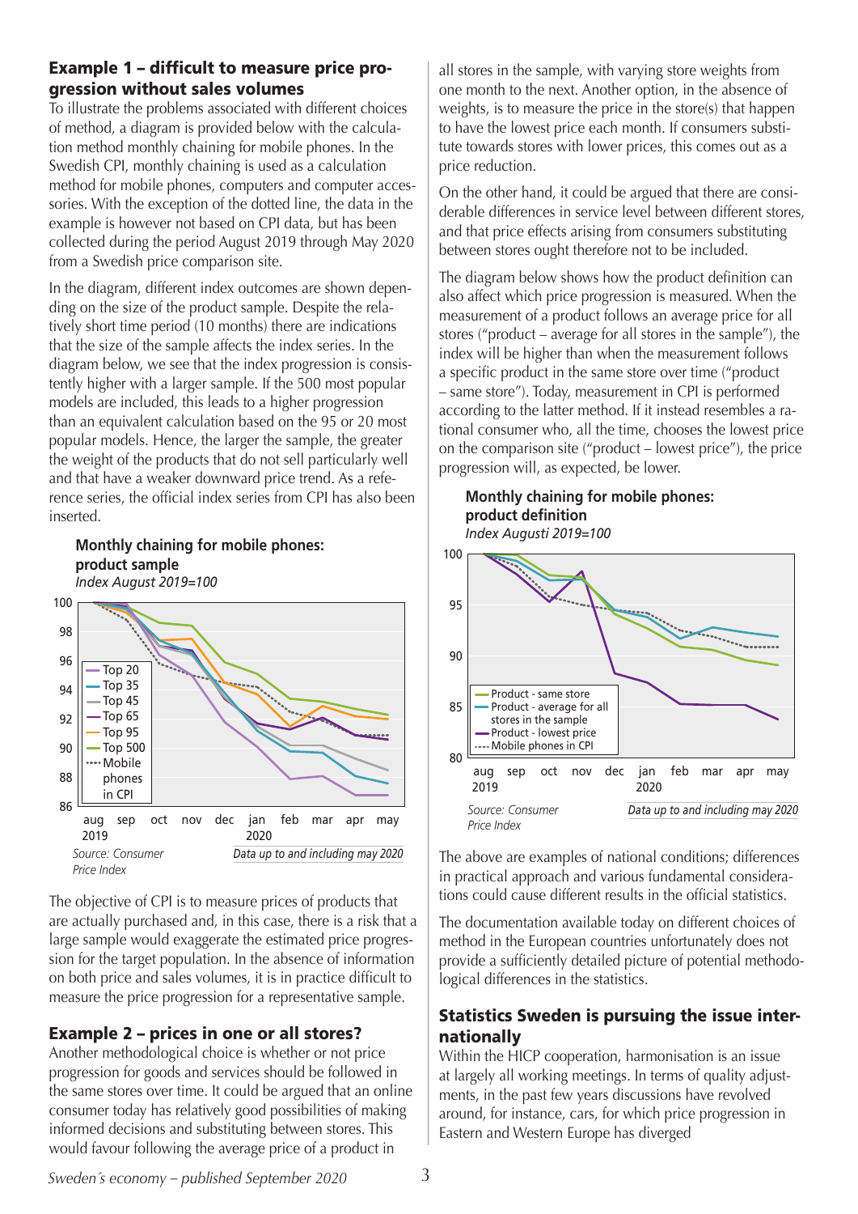## Example 1 – difficult to measure price progression without sales volumes

To illustrate the problems associated with different choices of method, a diagram is provided below with the calculation method monthly chaining for mobile phones. In the Swedish CPI, monthly chaining is used as a calculation method for mobile phones, computers and computer accessories. With the exception of the dotted line, the data in the example is however not based on CPI data, but has been collected during the period August 2019 through May 2020 from a Swedish price comparison site.

In the diagram, different index outcomes are shown depending on the size of the product sample. Despite the relatively short time period (10 months) there are indications that the size of the sample affects the index series. In the diagram below, we see that the index progression is consistently higher with a larger sample. If the 500 most popular models are included, this leads to a higher progression than an equivalent calculation based on the 95 or 20 most popular models. Hence, the larger the sample, the greater the weight of the products that do not sell particularly well and that have a weaker downward price trend. As a reference series, the official index series from CPI has also been inserted.

**Monthly chaining for mobile phones: product sample**
*Index August 2019=100*

Source: Consumer Price Index — Data up to and including may 2020

The objective of CPI is to measure prices of products that are actually purchased and, in this case, there is a risk that a large sample would exaggerate the estimated price progression for the target population. In the absence of information on both price and sales volumes, it is in practice difficult to measure the price progression for a representative sample.

## Example 2 – prices in one or all stores?

Another methodological choice is whether or not price progression for goods and services should be followed in the same stores over time. It could be argued that an online consumer today has relatively good possibilities of making informed decisions and substituting between stores. This would favour following the average price of a product in all stores in the sample, with varying store weights from one month to the next. Another option, in the absence of weights, is to measure the price in the store(s) that happen to have the lowest price each month. If consumers substitute towards stores with lower prices, this comes out as a price reduction.

On the other hand, it could be argued that there are considerable differences in service level between different stores, and that price effects arising from consumers substituting between stores ought therefore not to be included.

The diagram below shows how the product definition can also affect which price progression is measured. When the measurement of a product follows an average price for all stores ("product – average for all stores in the sample"), the index will be higher than when the measurement follows a specific product in the same store over time ("product – same store"). Today, measurement in CPI is performed according to the latter method. If it instead resembles a rational consumer who, all the time, chooses the lowest price on the comparison site ("product – lowest price"), the price progression will, as expected, be lower.

**Monthly chaining for mobile phones: product definition**
*Index Augusti 2019=100*

Source: Consumer Price Index — Data up to and including may 2020

The above are examples of national conditions; differences in practical approach and various fundamental considerations could cause different results in the official statistics.

The documentation available today on different choices of method in the European countries unfortunately does not provide a sufficiently detailed picture of potential methodological differences in the statistics.

## Statistics Sweden is pursuing the issue internationally

Within the HICP cooperation, harmonisation is an issue at largely all working meetings. In terms of quality adjustments, in the past few years discussions have revolved around, for instance, cars, for which price progression in Eastern and Western Europe has diverged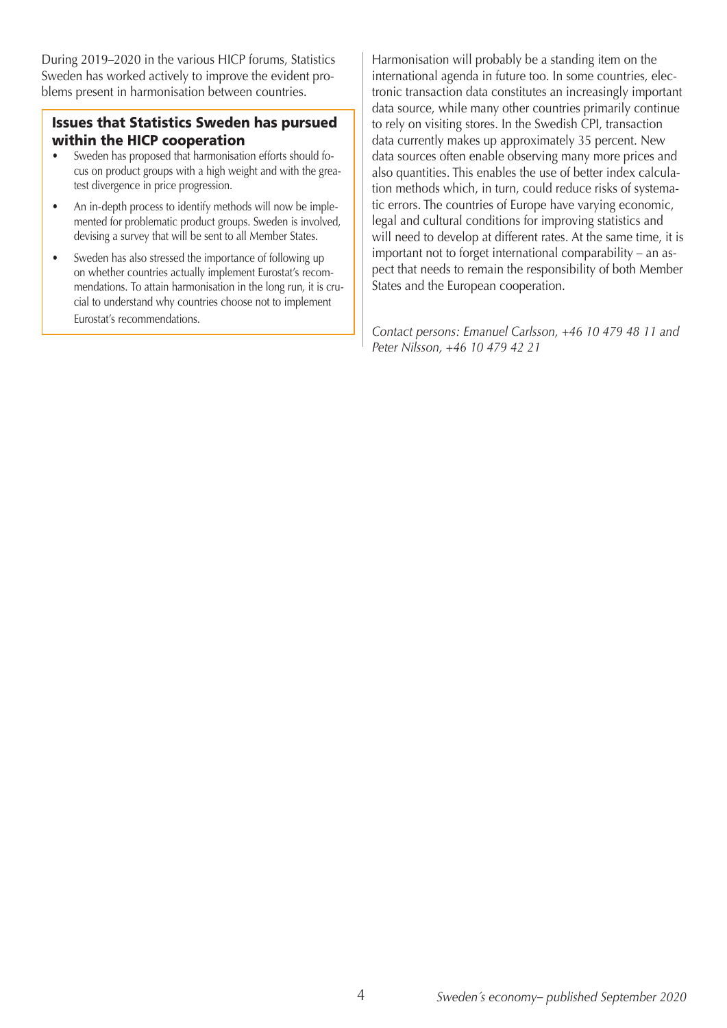During 2019–2020 in the various HICP forums, Statistics Sweden has worked actively to improve the evident problems present in harmonisation between countries.

### Issues that Statistics Sweden has pursued within the HICP cooperation

- Sweden has proposed that harmonisation efforts should focus on product groups with a high weight and with the greatest divergence in price progression.
- An in-depth process to identify methods will now be implemented for problematic product groups. Sweden is involved, devising a survey that will be sent to all Member States.
- Sweden has also stressed the importance of following up on whether countries actually implement Eurostat's recommendations. To attain harmonisation in the long run, it is crucial to understand why countries choose not to implement Eurostat's recommendations.

Harmonisation will probably be a standing item on the international agenda in future too. In some countries, electronic transaction data constitutes an increasingly important data source, while many other countries primarily continue to rely on visiting stores. In the Swedish CPI, transaction data currently makes up approximately 35 percent. New data sources often enable observing many more prices and also quantities. This enables the use of better index calculation methods which, in turn, could reduce risks of systematic errors. The countries of Europe have varying economic, legal and cultural conditions for improving statistics and will need to develop at different rates. At the same time, it is important not to forget international comparability – an aspect that needs to remain the responsibility of both Member States and the European cooperation.

*Contact persons: Emanuel Carlsson, +46 10 479 48 11 and Peter Nilsson, +46 10 479 42 21*